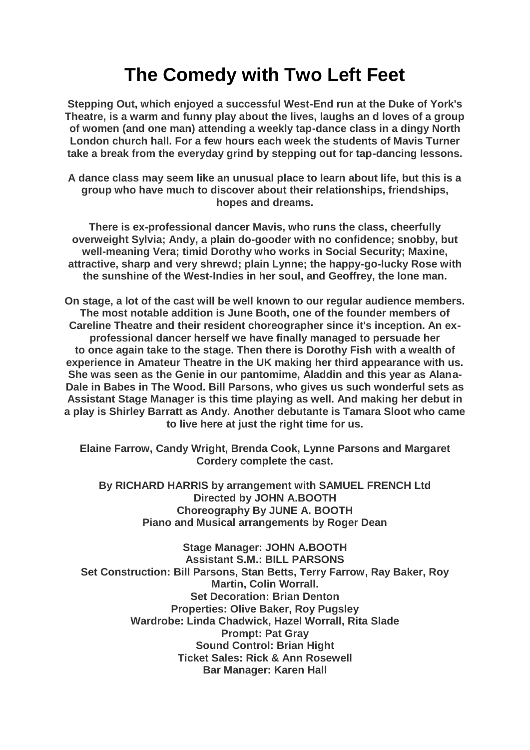# The Comedy with Two Left Feet

**Stepping Out, which enjoyed a successful West-End run at the Duke of York's Theatre, is a warm and funny play about the lives, laughs an d loves of a group of women (and one man) attending a weekly tap-dance class in a dingy North London church hall. For a few hours each week the students of Mavis Turner take a break from the everyday grind by stepping out for tap-dancing lessons.**

**A dance class may seem like an unusual place to learn about life, but this is a group who have much to discover about their relationships, friendships, hopes and dreams.**

**There is ex-professional dancer Mavis, who runs the class, cheerfully overweight Sylvia; Andy, a plain do-gooder with no confidence; snobby, but well-meaning Vera; timid Dorothy who works in Social Security; Maxine, attractive, sharp and very shrewd; plain Lynne; the happy-go-lucky Rose with the sunshine of the West-Indies in her soul, and Geoffrey, the lone man.**

**On stage, a lot of the cast will be well known to our regular audience members. The most notable addition is June Booth, one of the founder members of Careline Theatre and their resident choreographer since it's inception. An ex-professional dancer herself we have finally managed to persuade her to once again take to the stage. Then there is Dorothy Fish with a wealth of experience in Amateur Theatre in the UK making her third appearance with us. She was seen as the Genie in our pantomime, Aladdin and this year as Alana-Dale in Babes in The Wood. Bill Parsons, who gives us such wonderful sets as Assistant Stage Manager is this time playing as well. And making her debut in a play is Shirley Barratt as Andy. Another debutante is Tamara Sloot who came to live here at just the right time for us.**

**Elaine Farrow, Candy Wright, Brenda Cook, Lynne Parsons and Margaret Cordery complete the cast.**

**By RICHARD HARRIS by arrangement with SAMUEL FRENCH Ltd**
**Directed by JOHN A.BOOTH**
**Choreography By JUNE A. BOOTH**
**Piano and Musical arrangements by Roger Dean**

**Stage Manager: JOHN A.BOOTH**
**Assistant S.M.: BILL PARSONS**
**Set Construction: Bill Parsons, Stan Betts, Terry Farrow, Ray Baker, Roy Martin, Colin Worrall.**
**Set Decoration: Brian Denton**
**Properties: Olive Baker, Roy Pugsley**
**Wardrobe: Linda Chadwick, Hazel Worrall, Rita Slade**
**Prompt: Pat Gray**
**Sound Control: Brian Hight**
**Ticket Sales: Rick & Ann Rosewell**
**Bar Manager: Karen Hall**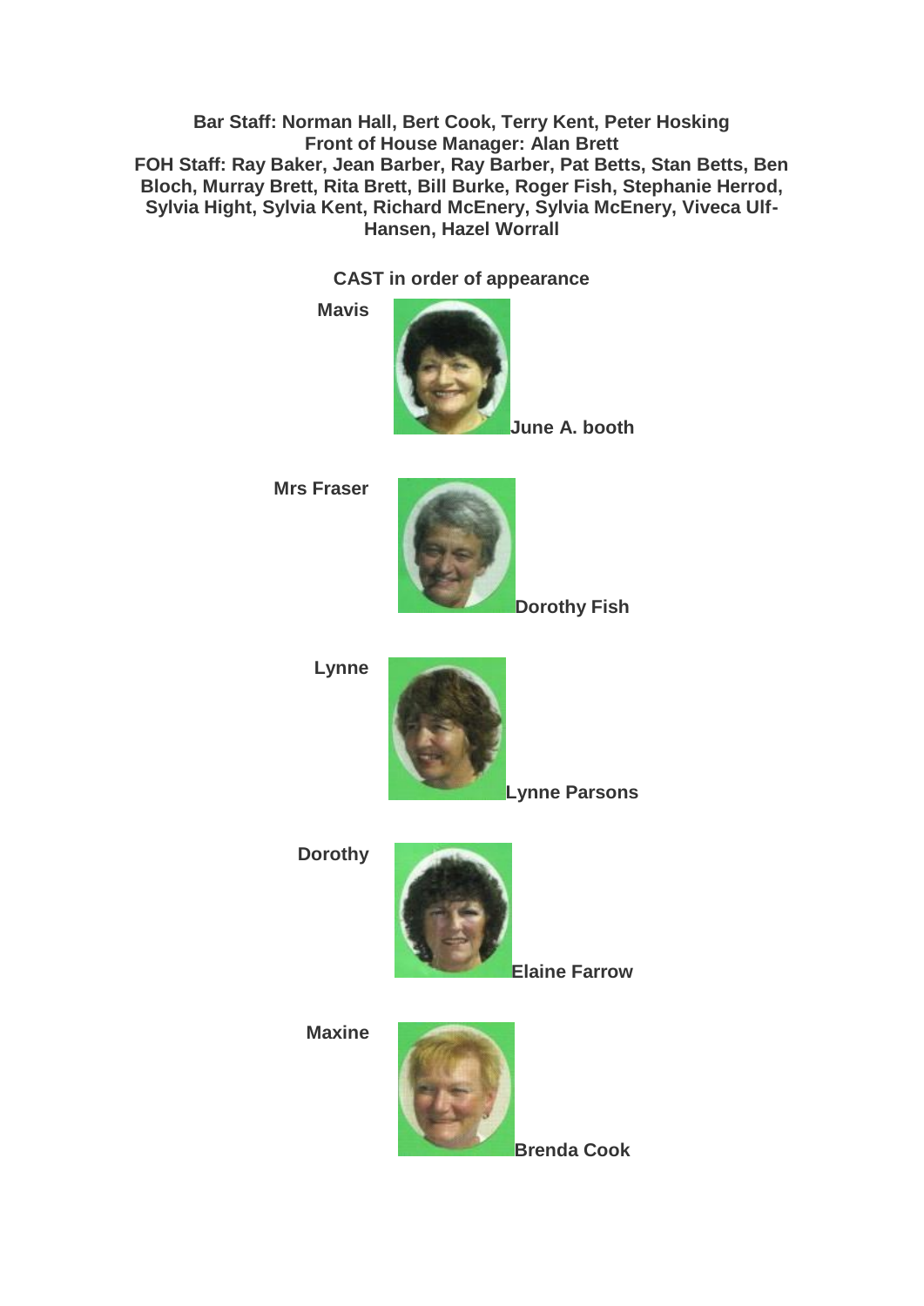**Bar Staff: Norman Hall, Bert Cook, Terry Kent, Peter Hosking**
**Front of House Manager: Alan Brett**
**FOH Staff: Ray Baker, Jean Barber, Ray Barber, Pat Betts, Stan Betts, Ben Bloch, Murray Brett, Rita Brett, Bill Burke, Roger Fish, Stephanie Herrod, Sylvia Hight, Sylvia Kent, Richard McEnery, Sylvia McEnery, Viveca Ulf-Hansen, Hazel Worrall**

**CAST in order of appearance**

**Mavis** — **June A. booth**

**Mrs Fraser** — **Dorothy Fish**

**Lynne** — **Lynne Parsons**

**Dorothy** — **Elaine Farrow**

**Maxine** — **Brenda Cook**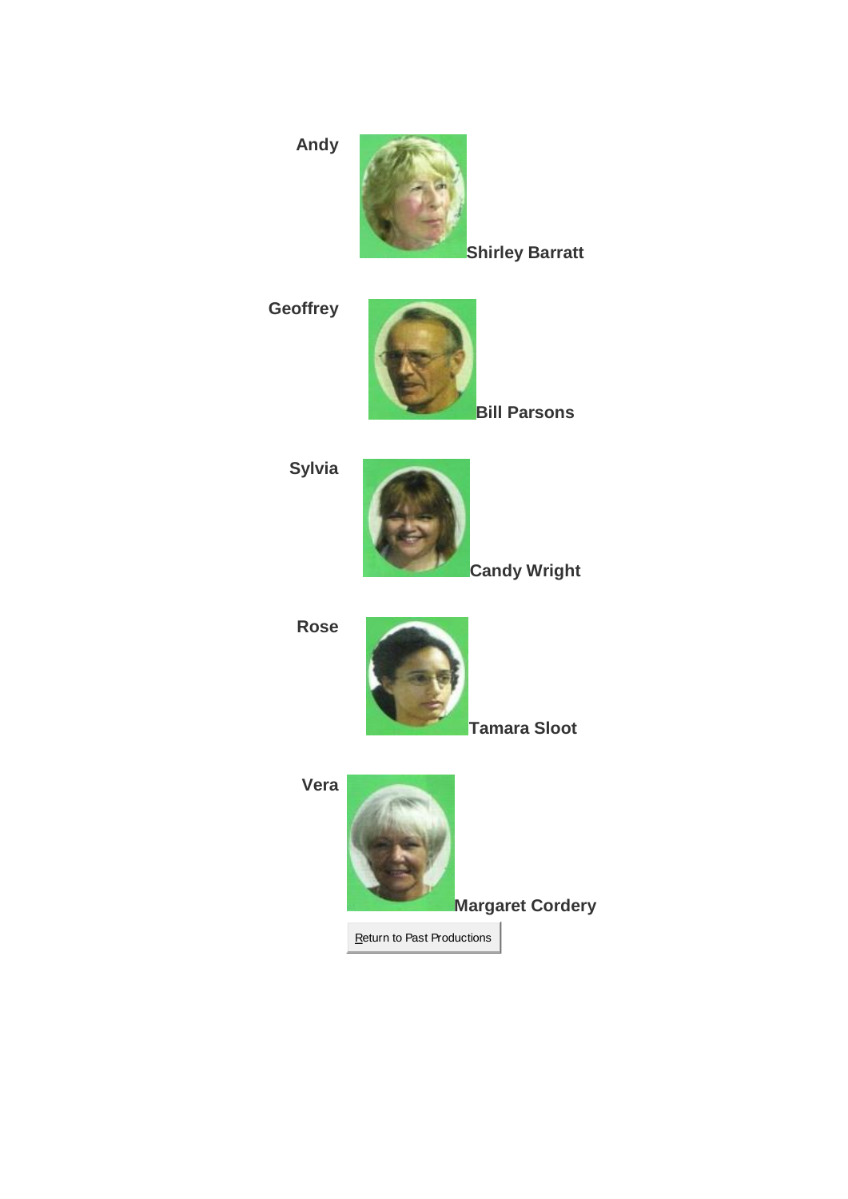**Andy**

**Shirley Barratt**

**Geoffrey**

**Bill Parsons**

**Sylvia**

**Candy Wright**

**Rose**

**Tamara Sloot**

**Vera**

**Margaret Cordery**

Return to Past Productions